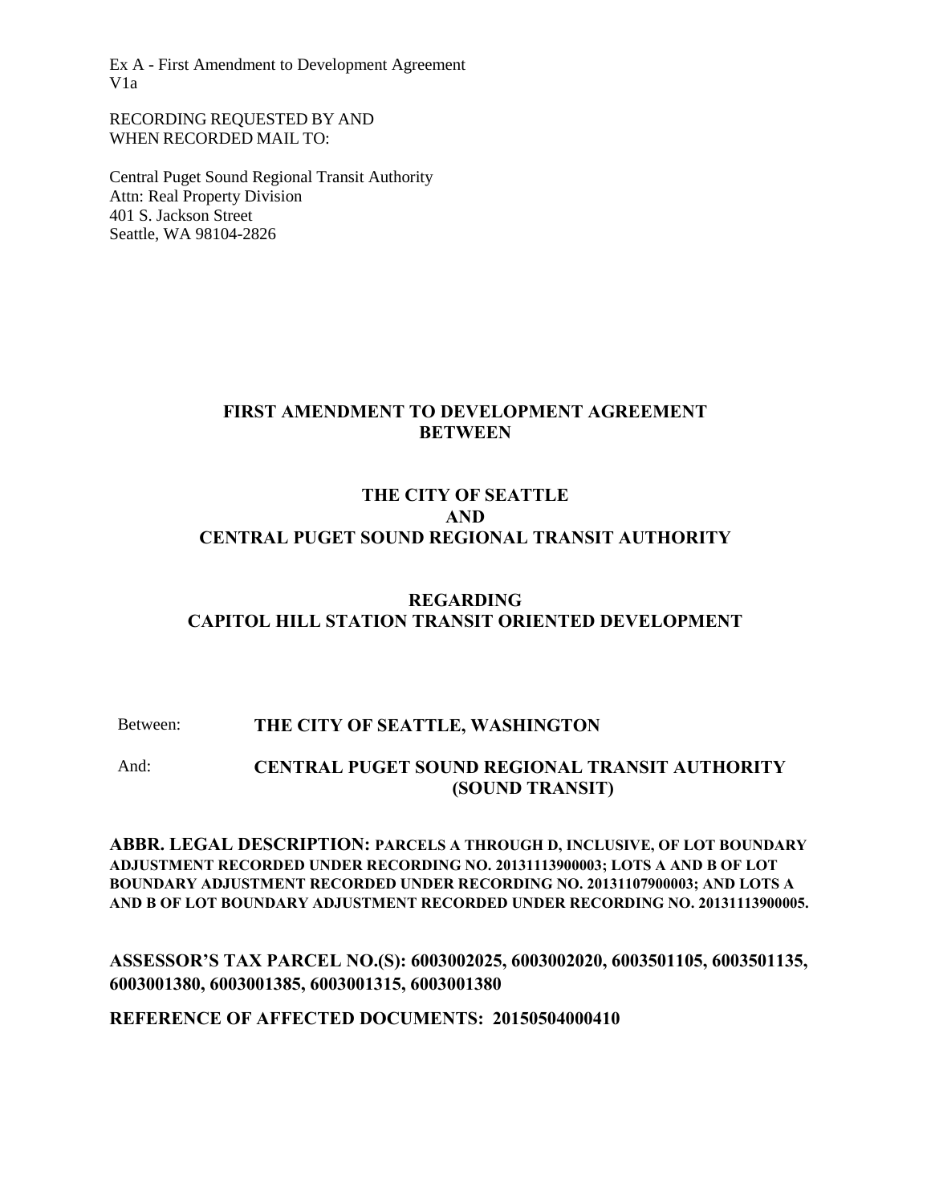Ex A - First Amendment to Development Agreement
V1a

RECORDING REQUESTED BY AND
WHEN RECORDED MAIL TO:

Central Puget Sound Regional Transit Authority
Attn: Real Property Division
401 S. Jackson Street
Seattle, WA 98104-2826

# FIRST AMENDMENT TO DEVELOPMENT AGREEMENT BETWEEN

# THE CITY OF SEATTLE AND CENTRAL PUGET SOUND REGIONAL TRANSIT AUTHORITY

# REGARDING CAPITOL HILL STATION TRANSIT ORIENTED DEVELOPMENT

Between: **THE CITY OF SEATTLE, WASHINGTON**

And: **CENTRAL PUGET SOUND REGIONAL TRANSIT AUTHORITY (SOUND TRANSIT)**

**ABBR. LEGAL DESCRIPTION: PARCELS A THROUGH D, INCLUSIVE, OF LOT BOUNDARY ADJUSTMENT RECORDED UNDER RECORDING NO. 20131113900003; LOTS A AND B OF LOT BOUNDARY ADJUSTMENT RECORDED UNDER RECORDING NO. 20131107900003; AND LOTS A AND B OF LOT BOUNDARY ADJUSTMENT RECORDED UNDER RECORDING NO. 20131113900005.**

**ASSESSOR'S TAX PARCEL NO.(S): 6003002025, 6003002020, 6003501105, 6003501135, 6003001380, 6003001385, 6003001315, 6003001380**

**REFERENCE OF AFFECTED DOCUMENTS: 20150504000410**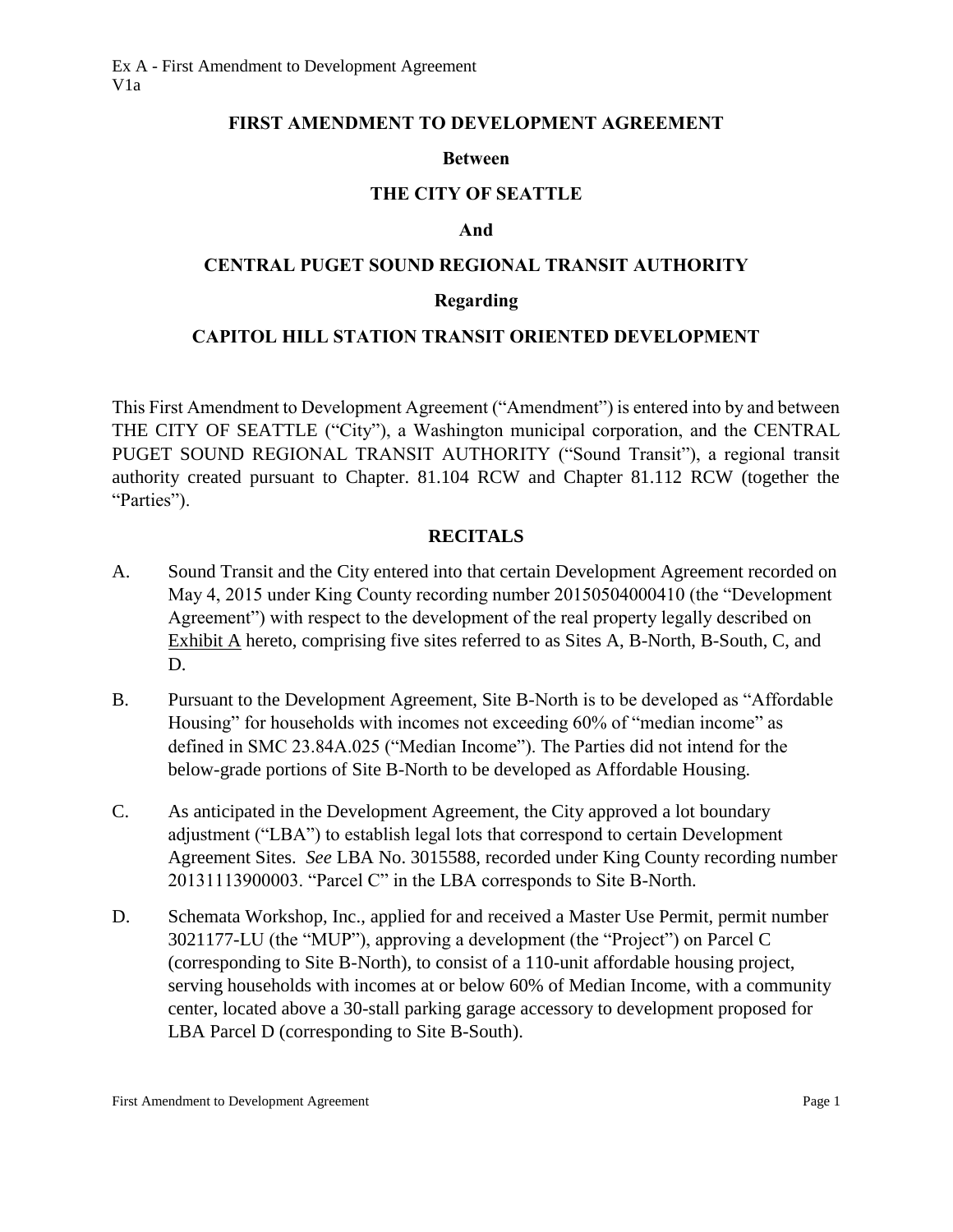# FIRST AMENDMENT TO DEVELOPMENT AGREEMENT

**Between**

**THE CITY OF SEATTLE**

**And**

**CENTRAL PUGET SOUND REGIONAL TRANSIT AUTHORITY**

**Regarding**

**CAPITOL HILL STATION TRANSIT ORIENTED DEVELOPMENT**

This First Amendment to Development Agreement ("Amendment") is entered into by and between THE CITY OF SEATTLE ("City"), a Washington municipal corporation, and the CENTRAL PUGET SOUND REGIONAL TRANSIT AUTHORITY ("Sound Transit"), a regional transit authority created pursuant to Chapter. 81.104 RCW and Chapter 81.112 RCW (together the "Parties").

## RECITALS

A. Sound Transit and the City entered into that certain Development Agreement recorded on May 4, 2015 under King County recording number 20150504000410 (the "Development Agreement") with respect to the development of the real property legally described on Exhibit A hereto, comprising five sites referred to as Sites A, B-North, B-South, C, and D.

B. Pursuant to the Development Agreement, Site B-North is to be developed as "Affordable Housing" for households with incomes not exceeding 60% of "median income" as defined in SMC 23.84A.025 ("Median Income"). The Parties did not intend for the below-grade portions of Site B-North to be developed as Affordable Housing.

C. As anticipated in the Development Agreement, the City approved a lot boundary adjustment ("LBA") to establish legal lots that correspond to certain Development Agreement Sites. *See* LBA No. 3015588, recorded under King County recording number 20131113900003. "Parcel C" in the LBA corresponds to Site B-North.

D. Schemata Workshop, Inc., applied for and received a Master Use Permit, permit number 3021177-LU (the "MUP"), approving a development (the "Project") on Parcel C (corresponding to Site B-North), to consist of a 110-unit affordable housing project, serving households with incomes at or below 60% of Median Income, with a community center, located above a 30-stall parking garage accessory to development proposed for LBA Parcel D (corresponding to Site B-South).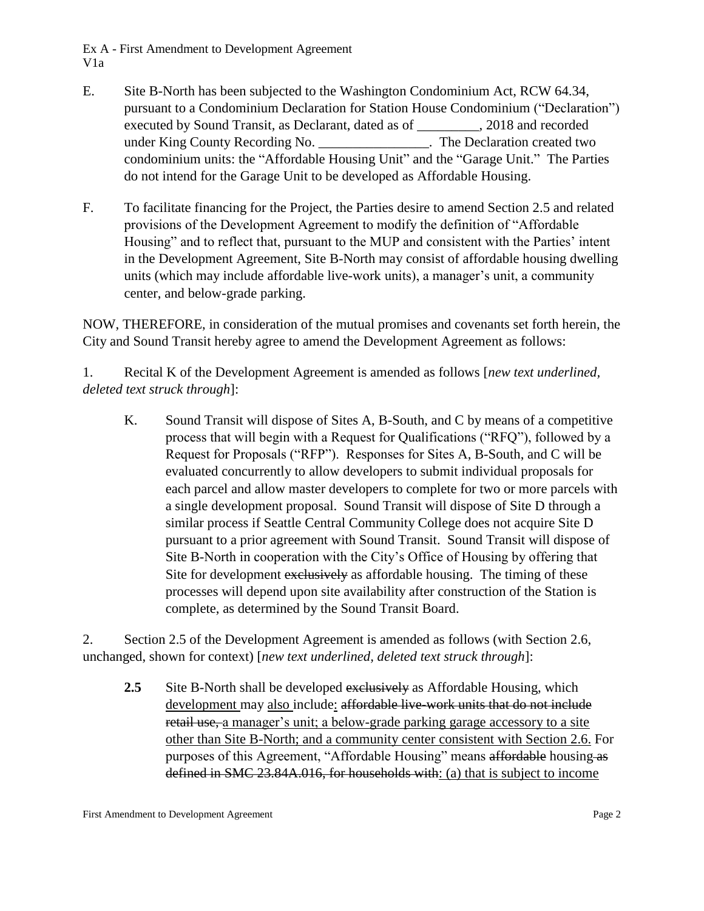E. Site B-North has been subjected to the Washington Condominium Act, RCW 64.34, pursuant to a Condominium Declaration for Station House Condominium ("Declaration") executed by Sound Transit, as Declarant, dated as of _________, 2018 and recorded under King County Recording No. ________________. The Declaration created two condominium units: the "Affordable Housing Unit" and the "Garage Unit." The Parties do not intend for the Garage Unit to be developed as Affordable Housing.

F. To facilitate financing for the Project, the Parties desire to amend Section 2.5 and related provisions of the Development Agreement to modify the definition of "Affordable Housing" and to reflect that, pursuant to the MUP and consistent with the Parties' intent in the Development Agreement, Site B-North may consist of affordable housing dwelling units (which may include affordable live-work units), a manager's unit, a community center, and below-grade parking.

NOW, THEREFORE, in consideration of the mutual promises and covenants set forth herein, the City and Sound Transit hereby agree to amend the Development Agreement as follows:

1. Recital K of the Development Agreement is amended as follows [*new text underlined, deleted text struck through*]:

> K. Sound Transit will dispose of Sites A, B-South, and C by means of a competitive process that will begin with a Request for Qualifications ("RFQ"), followed by a Request for Proposals ("RFP"). Responses for Sites A, B-South, and C will be evaluated concurrently to allow developers to submit individual proposals for each parcel and allow master developers to complete for two or more parcels with a single development proposal. Sound Transit will dispose of Site D through a similar process if Seattle Central Community College does not acquire Site D pursuant to a prior agreement with Sound Transit. Sound Transit will dispose of Site B-North in cooperation with the City's Office of Housing by offering that Site for development ~~exclusively~~ as affordable housing. The timing of these processes will depend upon site availability after construction of the Station is complete, as determined by the Sound Transit Board.

2. Section 2.5 of the Development Agreement is amended as follows (with Section 2.6, unchanged, shown for context) [*new text underlined, deleted text struck through*]:

> **2.5** Site B-North shall be developed ~~exclusively~~ as Affordable Housing, which <u>development</u> may <u>also</u> include<u>:</u> ~~affordable live-work units that do not include retail use,~~ <u>a manager's unit; a below-grade parking garage accessory to a site other than Site B-North; and a community center consistent with Section 2.6.</u> For purposes of this Agreement, "Affordable Housing" means ~~affordable~~ housing ~~as defined in SMC 23.84A.016, for households with~~<u>: (a) that is subject to income</u>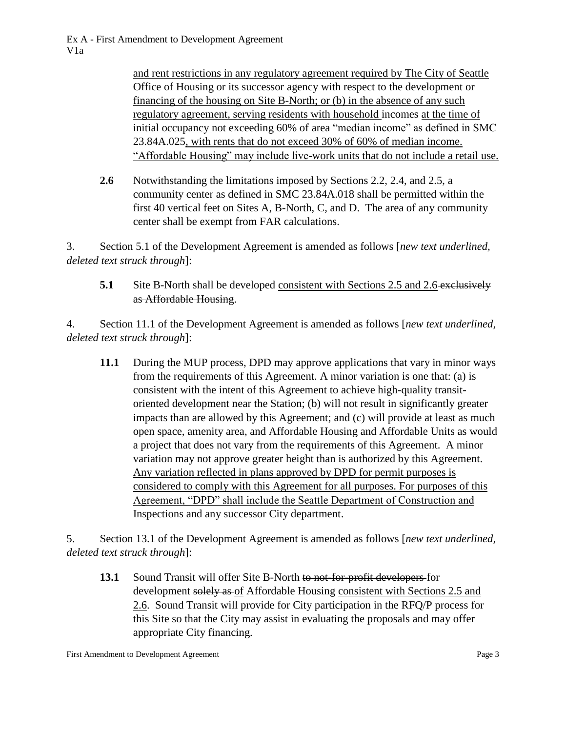<u>and rent restrictions in any regulatory agreement required by The City of Seattle Office of Housing or its successor agency with respect to the development or financing of the housing on Site B-North; or (b) in the absence of any such regulatory agreement, serving residents with household</u> incomes <u>at the time of initial occupancy</u> not exceeding 60% of <u>area</u> "median income" as defined in SMC 23.84A.025<u>, with rents that do not exceed 30% of 60% of median income. "Affordable Housing" may include live-work units that do not include a retail use.</u>

**2.6** Notwithstanding the limitations imposed by Sections 2.2, 2.4, and 2.5, a community center as defined in SMC 23.84A.018 shall be permitted within the first 40 vertical feet on Sites A, B-North, C, and D. The area of any community center shall be exempt from FAR calculations.

3. Section 5.1 of the Development Agreement is amended as follows [*new text underlined, deleted text struck through*]:

**5.1** Site B-North shall be developed <u>consistent with Sections 2.5 and 2.6</u> ~~exclusively as Affordable Housing~~.

4. Section 11.1 of the Development Agreement is amended as follows [*new text underlined, deleted text struck through*]:

**11.1** During the MUP process, DPD may approve applications that vary in minor ways from the requirements of this Agreement. A minor variation is one that: (a) is consistent with the intent of this Agreement to achieve high-quality transit-oriented development near the Station; (b) will not result in significantly greater impacts than are allowed by this Agreement; and (c) will provide at least as much open space, amenity area, and Affordable Housing and Affordable Units as would a project that does not vary from the requirements of this Agreement. A minor variation may not approve greater height than is authorized by this Agreement. <u>Any variation reflected in plans approved by DPD for permit purposes is considered to comply with this Agreement for all purposes. For purposes of this Agreement, "DPD" shall include the Seattle Department of Construction and Inspections and any successor City department</u>.

5. Section 13.1 of the Development Agreement is amended as follows [*new text underlined, deleted text struck through*]:

**13.1** Sound Transit will offer Site B-North ~~to not-for-profit developers~~ for development ~~solely as~~ <u>of</u> Affordable Housing <u>consistent with Sections 2.5 and 2.6</u>. Sound Transit will provide for City participation in the RFQ/P process for this Site so that the City may assist in evaluating the proposals and may offer appropriate City financing.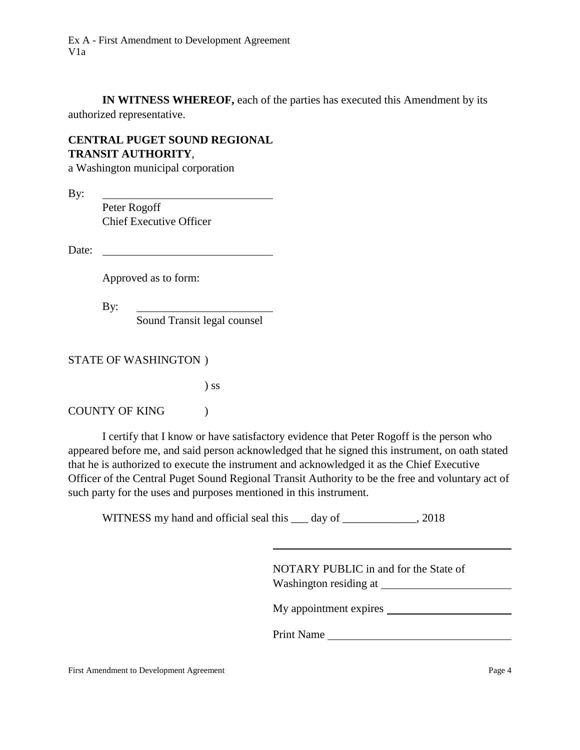**IN WITNESS WHEREOF,** each of the parties has executed this Amendment by its authorized representative.

**CENTRAL PUGET SOUND REGIONAL TRANSIT AUTHORITY**,
a Washington municipal corporation

By: ______________________________
Peter Rogoff
Chief Executive Officer

Date: ______________________________

Approved as to form:

By: ________________________
Sound Transit legal counsel

STATE OF WASHINGTON )
) ss
COUNTY OF KING )

I certify that I know or have satisfactory evidence that Peter Rogoff is the person who appeared before me, and said person acknowledged that he signed this instrument, on oath stated that he is authorized to execute the instrument and acknowledged it as the Chief Executive Officer of the Central Puget Sound Regional Transit Authority to be the free and voluntary act of such party for the uses and purposes mentioned in this instrument.

WITNESS my hand and official seal this ___ day of _____________, 2018

______________________________________________

NOTARY PUBLIC in and for the State of Washington residing at ______________________

My appointment expires ______________________

Print Name ________________________________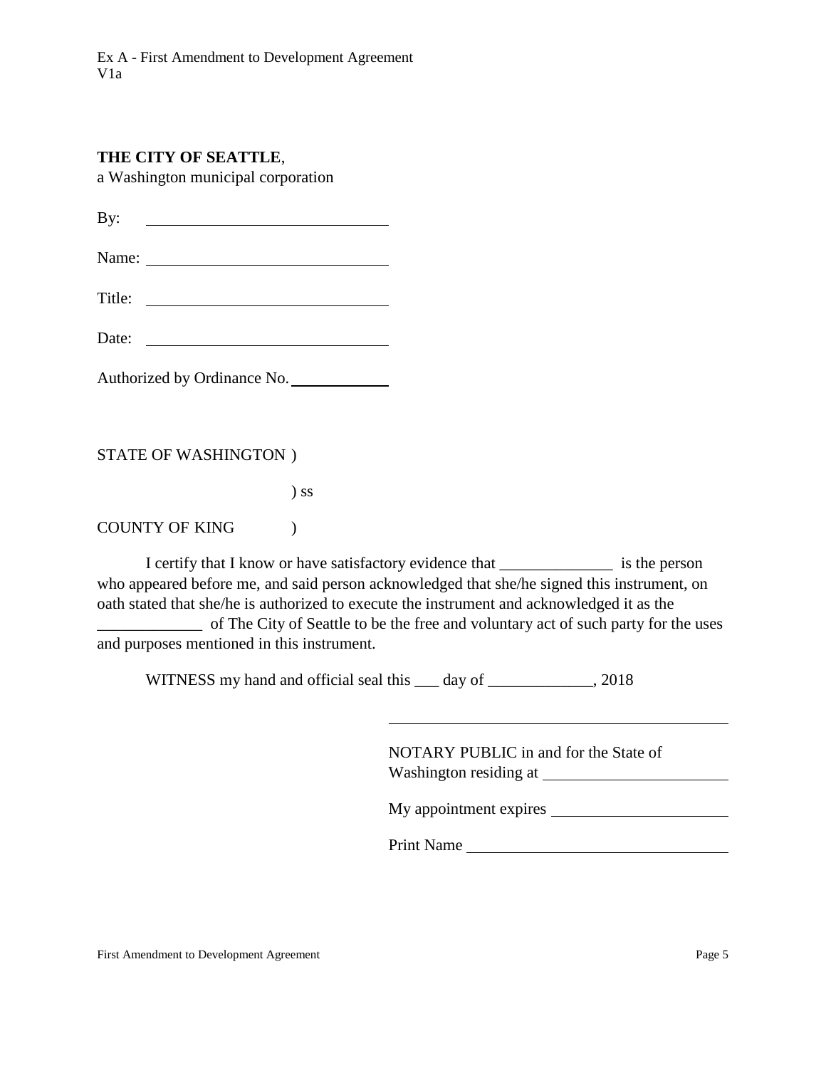**THE CITY OF SEATTLE**,
a Washington municipal corporation

By: ______________________________

Name: ______________________________

Title: ______________________________

Date: ______________________________

Authorized by Ordinance No. ____________

STATE OF WASHINGTON )
) ss
COUNTY OF KING )

I certify that I know or have satisfactory evidence that ______________ is the person who appeared before me, and said person acknowledged that she/he signed this instrument, on oath stated that she/he is authorized to execute the instrument and acknowledged it as the _____________ of The City of Seattle to be the free and voluntary act of such party for the uses and purposes mentioned in this instrument.

WITNESS my hand and official seal this ___ day of _____________, 2018

______________________________________

NOTARY PUBLIC in and for the State of Washington residing at ______________________

My appointment expires ______________________

Print Name ______________________________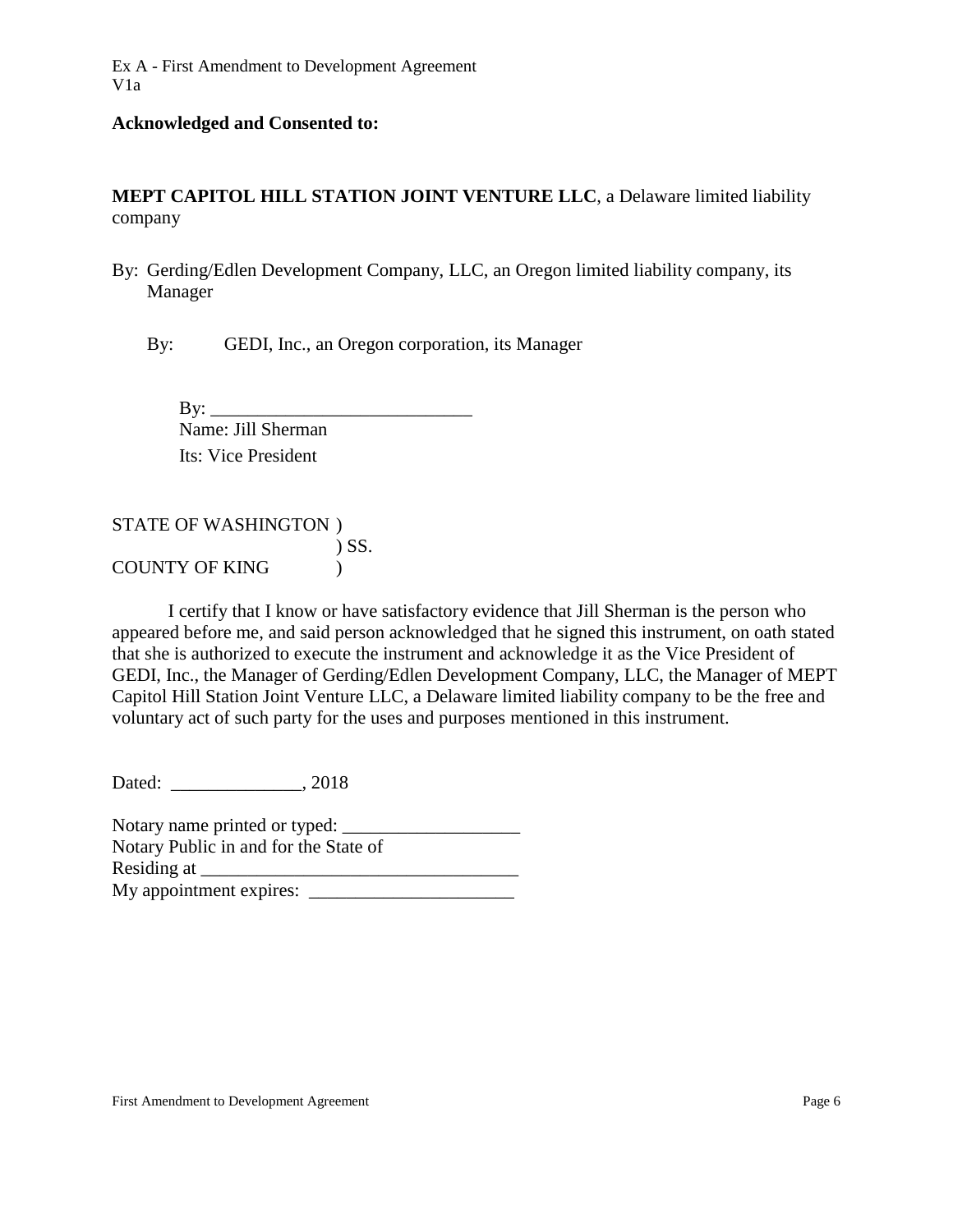**Acknowledged and Consented to:**

**MEPT CAPITOL HILL STATION JOINT VENTURE LLC**, a Delaware limited liability company

By: Gerding/Edlen Development Company, LLC, an Oregon limited liability company, its Manager

By: GEDI, Inc., an Oregon corporation, its Manager

By: ____________________________
Name: Jill Sherman
Its: Vice President

STATE OF WASHINGTON )
) SS.
COUNTY OF KING )

I certify that I know or have satisfactory evidence that Jill Sherman is the person who appeared before me, and said person acknowledged that he signed this instrument, on oath stated that she is authorized to execute the instrument and acknowledge it as the Vice President of GEDI, Inc., the Manager of Gerding/Edlen Development Company, LLC, the Manager of MEPT Capitol Hill Station Joint Venture LLC, a Delaware limited liability company to be the free and voluntary act of such party for the uses and purposes mentioned in this instrument.

Dated: ______________, 2018

Notary name printed or typed: ___________________
Notary Public in and for the State of
Residing at __________________________________
My appointment expires: ______________________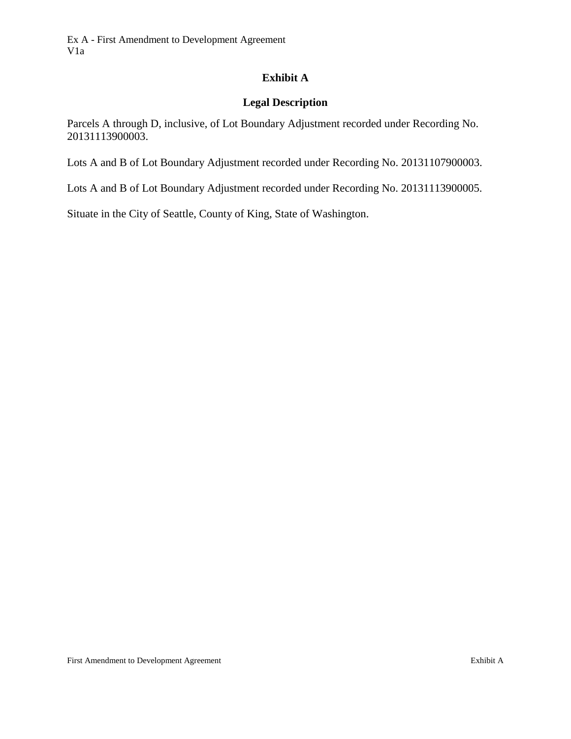## Exhibit A

## Legal Description

Parcels A through D, inclusive, of Lot Boundary Adjustment recorded under Recording No. 20131113900003.

Lots A and B of Lot Boundary Adjustment recorded under Recording No. 20131107900003.

Lots A and B of Lot Boundary Adjustment recorded under Recording No. 20131113900005.

Situate in the City of Seattle, County of King, State of Washington.